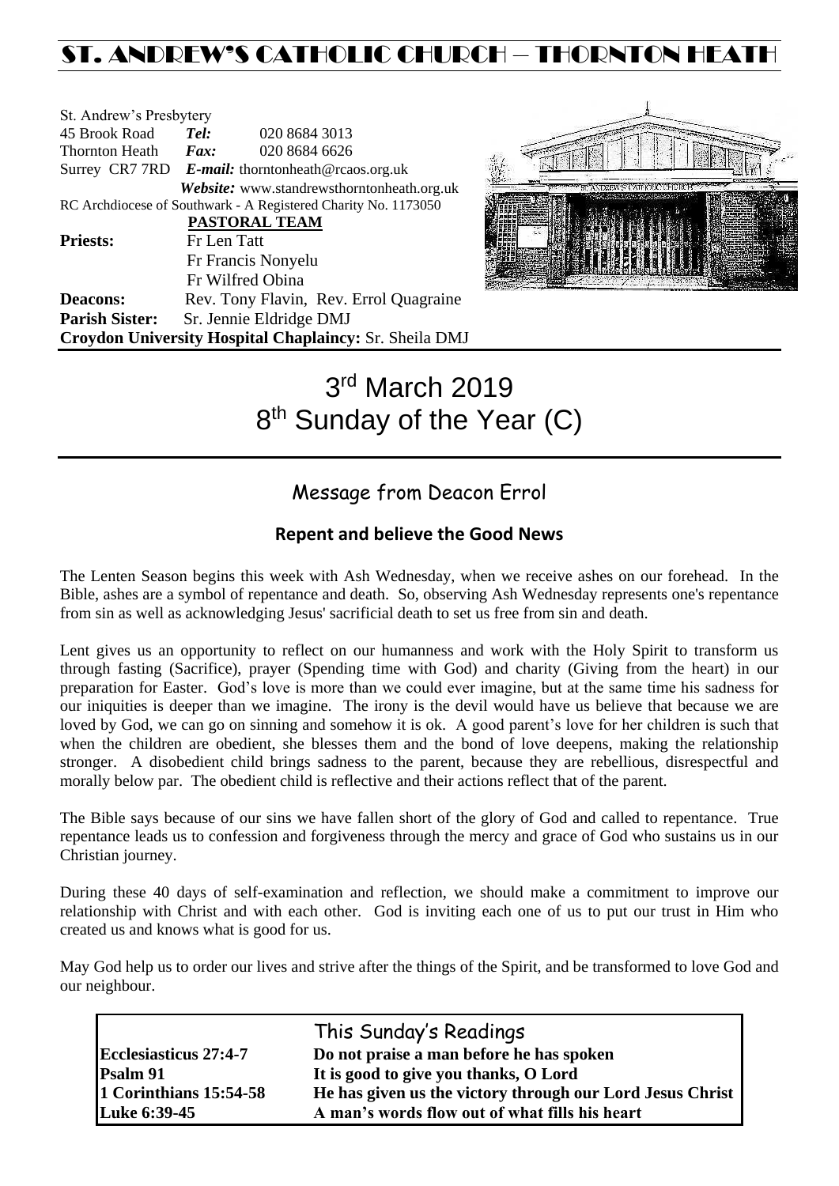# ST. ANDREW'S CATHOLIC CHURCH – THORNTON HEATH

St. Andrew's Presbytery
45 Brook Road *Tel:* 020 8684 3013
Thornton Heath *Fax:* 020 8684 6626
Surrey CR7 7RD *E-mail:* thorntonheath@rcaos.org.uk
*Website:* www.standrewsthorntonheath.org.uk
RC Archdiocese of Southwark - A Registered Charity No. 1173050

**PASTORAL TEAM**

**Priests:** Fr Len Tatt
Fr Francis Nonyelu
Fr Wilfred Obina
**Deacons:** Rev. Tony Flavin, Rev. Errol Quagraine
**Parish Sister:** Sr. Jennie Eldridge DMJ
**Croydon University Hospital Chaplaincy:** Sr. Sheila DMJ

# 3rd March 2019
# 8th Sunday of the Year (C)

## Message from Deacon Errol

### Repent and believe the Good News

The Lenten Season begins this week with Ash Wednesday, when we receive ashes on our forehead. In the Bible, ashes are a symbol of repentance and death. So, observing Ash Wednesday represents one's repentance from sin as well as acknowledging Jesus' sacrificial death to set us free from sin and death.

Lent gives us an opportunity to reflect on our humanness and work with the Holy Spirit to transform us through fasting (Sacrifice), prayer (Spending time with God) and charity (Giving from the heart) in our preparation for Easter. God's love is more than we could ever imagine, but at the same time his sadness for our iniquities is deeper than we imagine. The irony is the devil would have us believe that because we are loved by God, we can go on sinning and somehow it is ok. A good parent's love for her children is such that when the children are obedient, she blesses them and the bond of love deepens, making the relationship stronger. A disobedient child brings sadness to the parent, because they are rebellious, disrespectful and morally below par. The obedient child is reflective and their actions reflect that of the parent.

The Bible says because of our sins we have fallen short of the glory of God and called to repentance. True repentance leads us to confession and forgiveness through the mercy and grace of God who sustains us in our Christian journey.

During these 40 days of self-examination and reflection, we should make a commitment to improve our relationship with Christ and with each other. God is inviting each one of us to put our trust in Him who created us and knows what is good for us.

May God help us to order our lives and strive after the things of the Spirit, and be transformed to love God and our neighbour.

## This Sunday's Readings

| | |
|---|---|
| **Ecclesiasticus 27:4-7** | **Do not praise a man before he has spoken** |
| **Psalm 91** | **It is good to give you thanks, O Lord** |
| **1 Corinthians 15:54-58** | **He has given us the victory through our Lord Jesus Christ** |
| **Luke 6:39-45** | **A man's words flow out of what fills his heart** |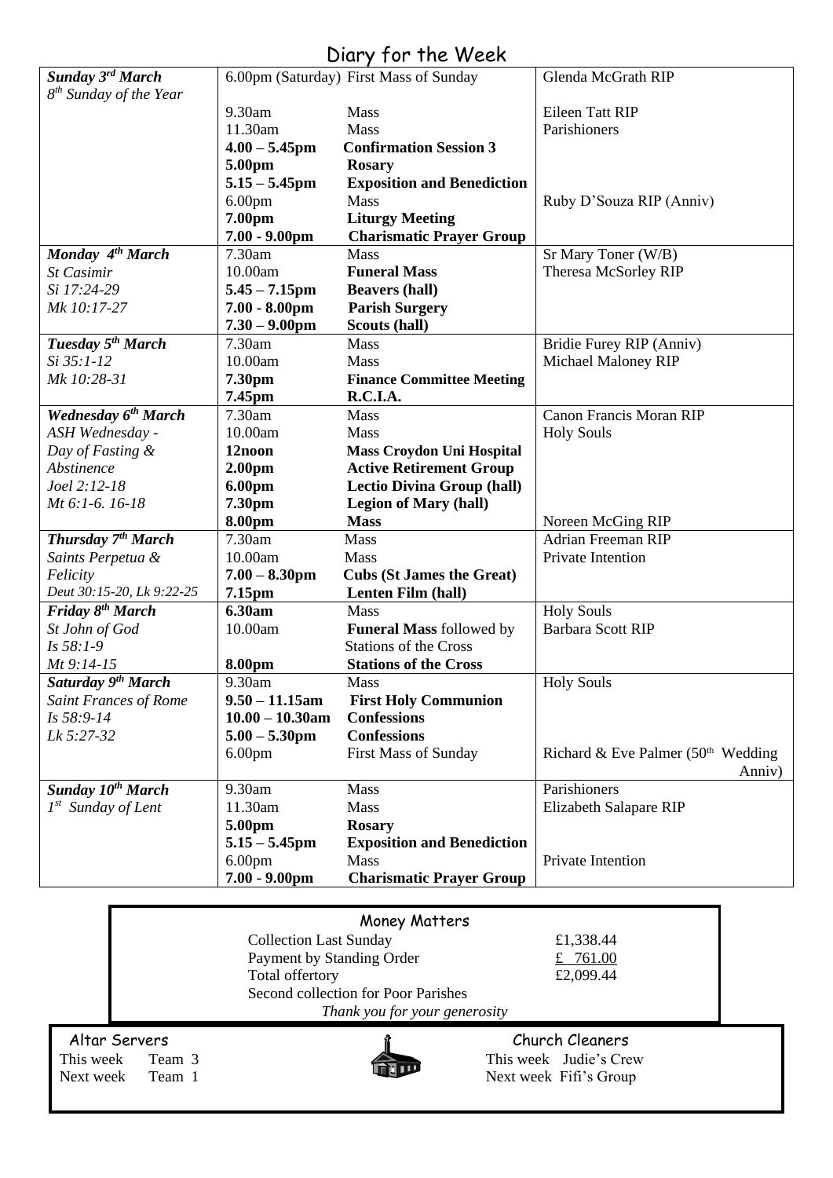# Diary for the Week

| Day | Time | Event | Intention |
|---|---|---|---|
| ***Sunday 3rd March*** *8th Sunday of the Year* | 6.00pm (Saturday) | First Mass of Sunday | Glenda McGrath RIP |
| | 9.30am | Mass | Eileen Tatt RIP |
| | 11.30am | Mass | Parishioners |
| | **4.00 – 5.45pm** | **Confirmation Session 3** | |
| | **5.00pm** | **Rosary** | |
| | **5.15 – 5.45pm** | **Exposition and Benediction** | |
| | 6.00pm | Mass | Ruby D'Souza RIP (Anniv) |
| | **7.00pm** | **Liturgy Meeting** | |
| | **7.00 - 9.00pm** | **Charismatic Prayer Group** | |
| ***Monday 4th March*** *St Casimir* *Si 17:24-29* *Mk 10:17-27* | 7.30am | Mass | Sr Mary Toner (W/B) |
| | 10.00am | **Funeral Mass** | Theresa McSorley RIP |
| | **5.45 – 7.15pm** | **Beavers (hall)** | |
| | **7.00 - 8.00pm** | **Parish Surgery** | |
| | **7.30 – 9.00pm** | **Scouts (hall)** | |
| ***Tuesday 5th March*** *Si 35:1-12* *Mk 10:28-31* | 7.30am | Mass | Bridie Furey RIP (Anniv) |
| | 10.00am | Mass | Michael Maloney RIP |
| | **7.30pm** | **Finance Committee Meeting** | |
| | **7.45pm** | **R.C.I.A.** | |
| ***Wednesday 6th March*** *ASH Wednesday - Day of Fasting & Abstinence* *Joel 2:12-18* *Mt 6:1-6. 16-18* | 7.30am | Mass | Canon Francis Moran RIP |
| | 10.00am | Mass | Holy Souls |
| | **12noon** | **Mass Croydon Uni Hospital** | |
| | **2.00pm** | **Active Retirement Group** | |
| | **6.00pm** | **Lectio Divina Group (hall)** | |
| | **7.30pm** | **Legion of Mary (hall)** | |
| | **8.00pm** | **Mass** | Noreen McGing RIP |
| ***Thursday 7th March*** *Saints Perpetua & Felicity* *Deut 30:15-20, Lk 9:22-25* | 7.30am | Mass | Adrian Freeman RIP |
| | 10.00am | Mass | Private Intention |
| | **7.00 – 8.30pm** | **Cubs (St James the Great)** | |
| | **7.15pm** | **Lenten Film (hall)** | |
| ***Friday 8th March*** *St John of God* *Is 58:1-9* *Mt 9:14-15* | **6.30am** | Mass | Holy Souls |
| | 10.00am | **Funeral Mass** followed by Stations of the Cross | Barbara Scott RIP |
| | **8.00pm** | **Stations of the Cross** | |
| ***Saturday 9th March*** *Saint Frances of Rome* *Is 58:9-14* *Lk 5:27-32* | 9.30am | Mass | Holy Souls |
| | **9.50 – 11.15am** | **First Holy Communion** | |
| | **10.00 – 10.30am** | **Confessions** | |
| | **5.00 – 5.30pm** | **Confessions** | |
| | 6.00pm | First Mass of Sunday | Richard & Eve Palmer (50th Wedding Anniv) |
| ***Sunday 10th March*** *1st Sunday of Lent* | 9.30am | Mass | Parishioners |
| | 11.30am | Mass | Elizabeth Salapare RIP |
| | **5.00pm** | **Rosary** | |
| | **5.15 – 5.45pm** | **Exposition and Benediction** | |
| | 6.00pm | Mass | Private Intention |
| | **7.00 - 9.00pm** | **Charismatic Prayer Group** | |

## Money Matters

| | |
|---|---|
| Collection Last Sunday | £1,338.44 |
| Payment by Standing Order | £ 761.00 |
| Total offertory | £2,099.44 |
| Second collection for Poor Parishes | |

*Thank you for your generosity*

## Altar Servers

This week Team 3
Next week Team 1

## Church Cleaners

This week Judie's Crew
Next week Fifi's Group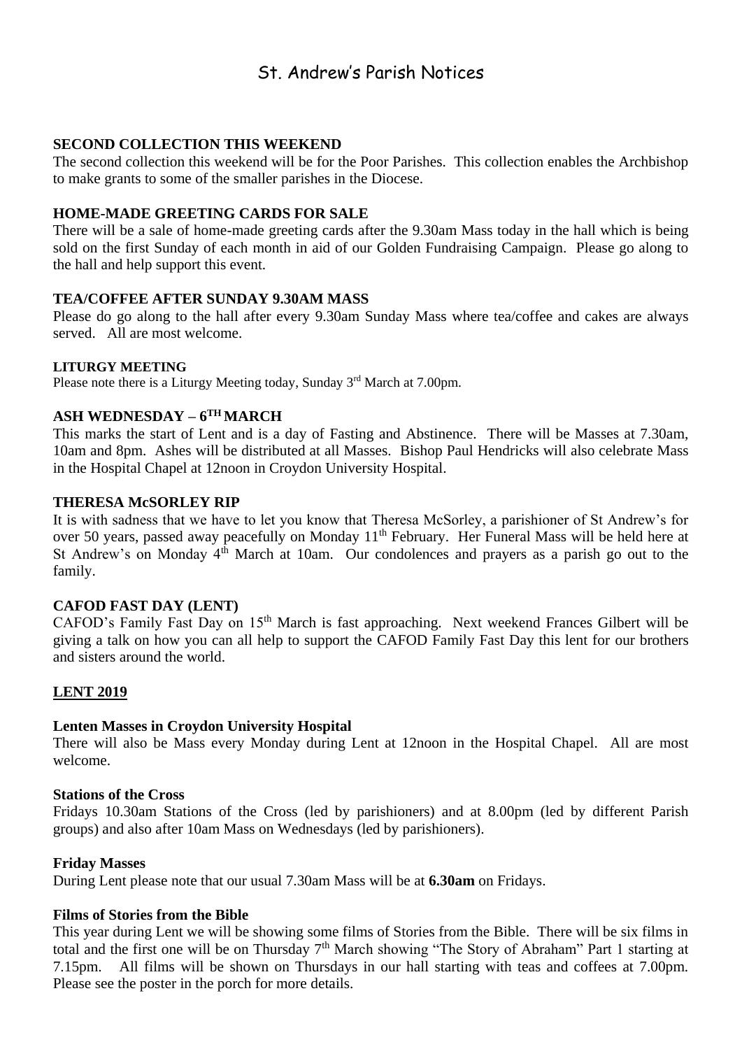# St. Andrew's Parish Notices

**SECOND COLLECTION THIS WEEKEND**

The second collection this weekend will be for the Poor Parishes. This collection enables the Archbishop to make grants to some of the smaller parishes in the Diocese.

**HOME-MADE GREETING CARDS FOR SALE**

There will be a sale of home-made greeting cards after the 9.30am Mass today in the hall which is being sold on the first Sunday of each month in aid of our Golden Fundraising Campaign. Please go along to the hall and help support this event.

**TEA/COFFEE AFTER SUNDAY 9.30AM MASS**

Please do go along to the hall after every 9.30am Sunday Mass where tea/coffee and cakes are always served. All are most welcome.

**LITURGY MEETING**

Please note there is a Liturgy Meeting today, Sunday 3rd March at 7.00pm.

**ASH WEDNESDAY – 6TH MARCH**

This marks the start of Lent and is a day of Fasting and Abstinence. There will be Masses at 7.30am, 10am and 8pm. Ashes will be distributed at all Masses. Bishop Paul Hendricks will also celebrate Mass in the Hospital Chapel at 12noon in Croydon University Hospital.

**THERESA McSORLEY RIP**

It is with sadness that we have to let you know that Theresa McSorley, a parishioner of St Andrew's for over 50 years, passed away peacefully on Monday 11th February. Her Funeral Mass will be held here at St Andrew's on Monday 4th March at 10am. Our condolences and prayers as a parish go out to the family.

**CAFOD FAST DAY (LENT)**

CAFOD's Family Fast Day on 15th March is fast approaching. Next weekend Frances Gilbert will be giving a talk on how you can all help to support the CAFOD Family Fast Day this lent for our brothers and sisters around the world.

**LENT 2019**

**Lenten Masses in Croydon University Hospital**

There will also be Mass every Monday during Lent at 12noon in the Hospital Chapel. All are most welcome.

**Stations of the Cross**

Fridays 10.30am Stations of the Cross (led by parishioners) and at 8.00pm (led by different Parish groups) and also after 10am Mass on Wednesdays (led by parishioners).

**Friday Masses**

During Lent please note that our usual 7.30am Mass will be at **6.30am** on Fridays.

**Films of Stories from the Bible**

This year during Lent we will be showing some films of Stories from the Bible. There will be six films in total and the first one will be on Thursday 7th March showing "The Story of Abraham" Part 1 starting at 7.15pm. All films will be shown on Thursdays in our hall starting with teas and coffees at 7.00pm. Please see the poster in the porch for more details.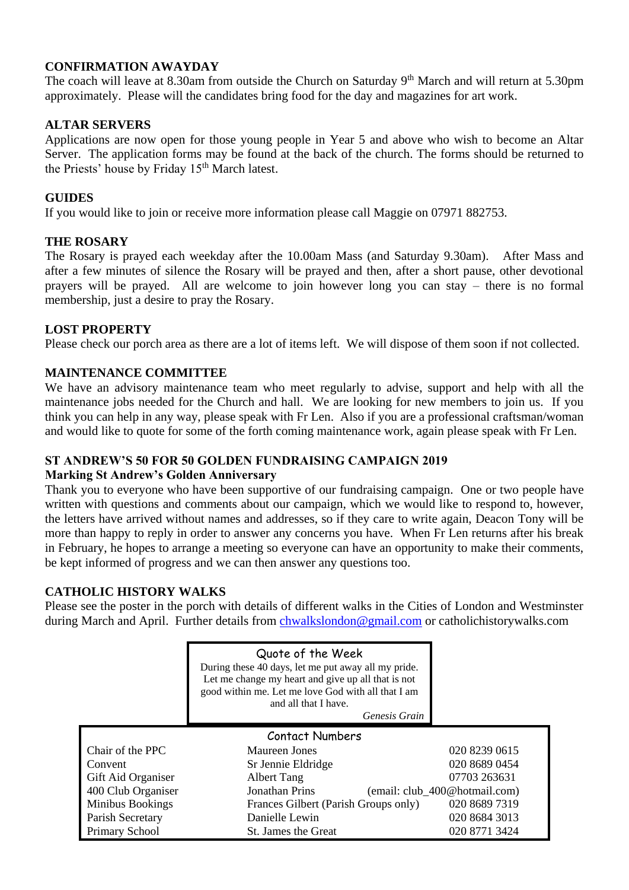## CONFIRMATION AWAYDAY

The coach will leave at 8.30am from outside the Church on Saturday 9th March and will return at 5.30pm approximately. Please will the candidates bring food for the day and magazines for art work.

## ALTAR SERVERS

Applications are now open for those young people in Year 5 and above who wish to become an Altar Server. The application forms may be found at the back of the church. The forms should be returned to the Priests' house by Friday 15th March latest.

## GUIDES

If you would like to join or receive more information please call Maggie on 07971 882753.

## THE ROSARY

The Rosary is prayed each weekday after the 10.00am Mass (and Saturday 9.30am). After Mass and after a few minutes of silence the Rosary will be prayed and then, after a short pause, other devotional prayers will be prayed. All are welcome to join however long you can stay – there is no formal membership, just a desire to pray the Rosary.

## LOST PROPERTY

Please check our porch area as there are a lot of items left. We will dispose of them soon if not collected.

## MAINTENANCE COMMITTEE

We have an advisory maintenance team who meet regularly to advise, support and help with all the maintenance jobs needed for the Church and hall. We are looking for new members to join us. If you think you can help in any way, please speak with Fr Len. Also if you are a professional craftsman/woman and would like to quote for some of the forth coming maintenance work, again please speak with Fr Len.

## ST ANDREW'S 50 FOR 50 GOLDEN FUNDRAISING CAMPAIGN 2019

**Marking St Andrew's Golden Anniversary**

Thank you to everyone who have been supportive of our fundraising campaign. One or two people have written with questions and comments about our campaign, which we would like to respond to, however, the letters have arrived without names and addresses, so if they care to write again, Deacon Tony will be more than happy to reply in order to answer any concerns you have. When Fr Len returns after his break in February, he hopes to arrange a meeting so everyone can have an opportunity to make their comments, be kept informed of progress and we can then answer any questions too.

## CATHOLIC HISTORY WALKS

Please see the poster in the porch with details of different walks in the Cities of London and Westminster during March and April. Further details from chwalkslondon@gmail.com or catholichistorywalks.com

**Quote of the Week**

During these 40 days, let me put away all my pride. Let me change my heart and give up all that is not good within me. Let me love God with all that I am and all that I have.

*Genesis Grain*

**Contact Numbers**

| | | |
|---|---|---|
| Chair of the PPC | Maureen Jones | 020 8239 0615 |
| Convent | Sr Jennie Eldridge | 020 8689 0454 |
| Gift Aid Organiser | Albert Tang | 07703 263631 |
| 400 Club Organiser | Jonathan Prins | (email: club_400@hotmail.com) |
| Minibus Bookings | Frances Gilbert (Parish Groups only) | 020 8689 7319 |
| Parish Secretary | Danielle Lewin | 020 8684 3013 |
| Primary School | St. James the Great | 020 8771 3424 |